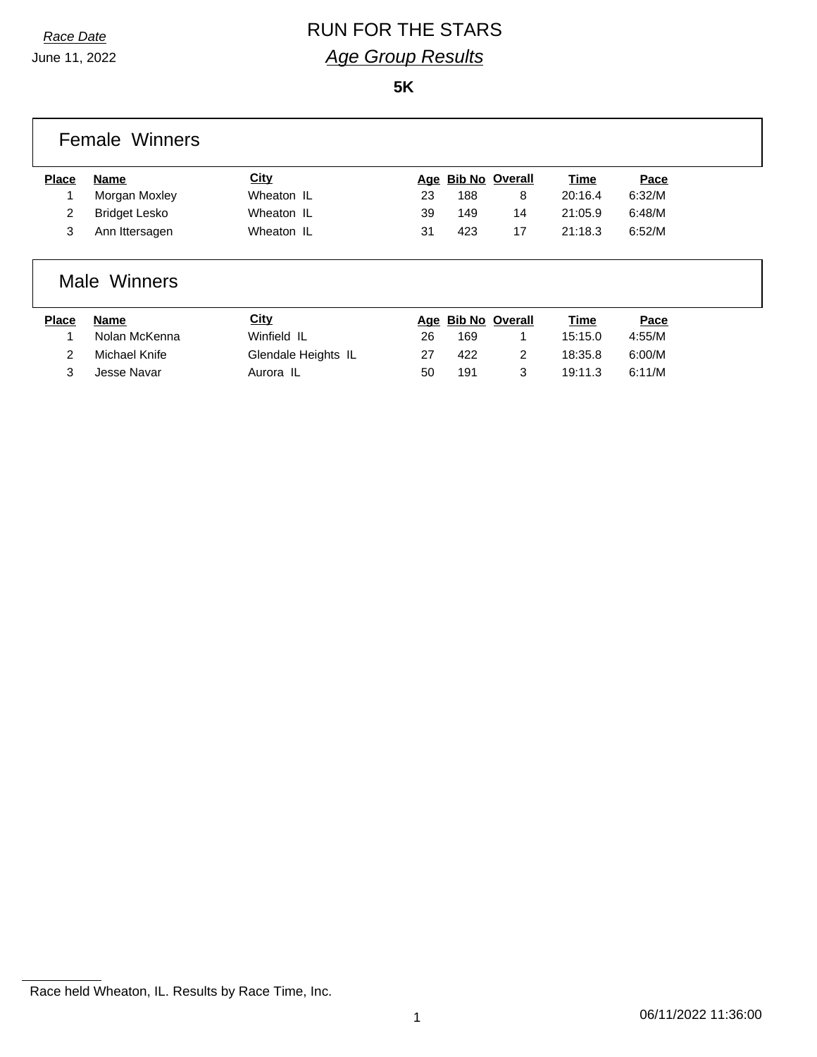*Race Date*

June 11, 2022

# RUN FOR THE STARS

## *Age Group Results*

**5K**

### Female Winners

| Place | Name | City | Age | Bib No | Overall | Time | Pace |
|---|---|---|---|---|---|---|---|
| 1 | Morgan Moxley | Wheaton IL | 23 | 188 | 8 | 20:16.4 | 6:32/M |
| 2 | Bridget Lesko | Wheaton IL | 39 | 149 | 14 | 21:05.9 | 6:48/M |
| 3 | Ann Ittersagen | Wheaton IL | 31 | 423 | 17 | 21:18.3 | 6:52/M |

### Male Winners

| Place | Name | City | Age | Bib No | Overall | Time | Pace |
|---|---|---|---|---|---|---|---|
| 1 | Nolan McKenna | Winfield IL | 26 | 169 | 1 | 15:15.0 | 4:55/M |
| 2 | Michael Knife | Glendale Heights IL | 27 | 422 | 2 | 18:35.8 | 6:00/M |
| 3 | Jesse Navar | Aurora IL | 50 | 191 | 3 | 19:11.3 | 6:11/M |

Race held Wheaton, IL. Results by Race Time, Inc.

06/11/2022 11:36:00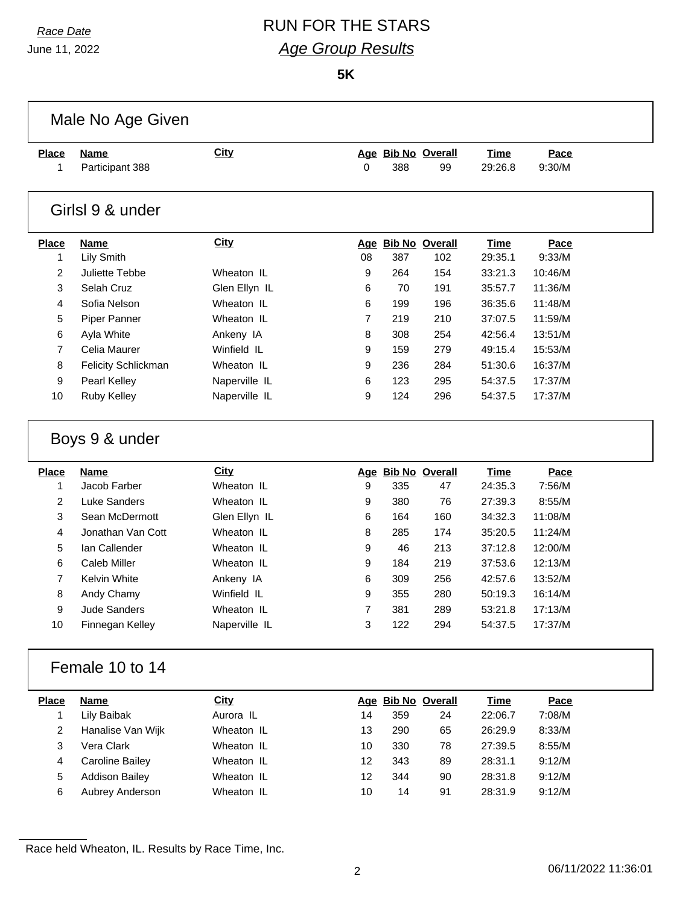*Race Date*

June 11, 2022

# RUN FOR THE STARS

## *Age Group Results*

**5K**

### Male No Age Given

| Place | Name | City | Age | Bib No | Overall | Time | Pace |
|---|---|---|---|---|---|---|---|
| 1 | Participant 388 | | 0 | 388 | 99 | 29:26.8 | 9:30/M |

### Girlsl 9 & under

| Place | Name | City | Age | Bib No | Overall | Time | Pace |
|---|---|---|---|---|---|---|---|
| 1 | Lily Smith | | 08 | 387 | 102 | 29:35.1 | 9:33/M |
| 2 | Juliette Tebbe | Wheaton IL | 9 | 264 | 154 | 33:21.3 | 10:46/M |
| 3 | Selah Cruz | Glen Ellyn IL | 6 | 70 | 191 | 35:57.7 | 11:36/M |
| 4 | Sofia Nelson | Wheaton IL | 6 | 199 | 196 | 36:35.6 | 11:48/M |
| 5 | Piper Panner | Wheaton IL | 7 | 219 | 210 | 37:07.5 | 11:59/M |
| 6 | Ayla White | Ankeny IA | 8 | 308 | 254 | 42:56.4 | 13:51/M |
| 7 | Celia Maurer | Winfield IL | 9 | 159 | 279 | 49:15.4 | 15:53/M |
| 8 | Felicity Schlickman | Wheaton IL | 9 | 236 | 284 | 51:30.6 | 16:37/M |
| 9 | Pearl Kelley | Naperville IL | 6 | 123 | 295 | 54:37.5 | 17:37/M |
| 10 | Ruby Kelley | Naperville IL | 9 | 124 | 296 | 54:37.5 | 17:37/M |

### Boys 9 & under

| Place | Name | City | Age | Bib No | Overall | Time | Pace |
|---|---|---|---|---|---|---|---|
| 1 | Jacob Farber | Wheaton IL | 9 | 335 | 47 | 24:35.3 | 7:56/M |
| 2 | Luke Sanders | Wheaton IL | 9 | 380 | 76 | 27:39.3 | 8:55/M |
| 3 | Sean McDermott | Glen Ellyn IL | 6 | 164 | 160 | 34:32.3 | 11:08/M |
| 4 | Jonathan Van Cott | Wheaton IL | 8 | 285 | 174 | 35:20.5 | 11:24/M |
| 5 | Ian Callender | Wheaton IL | 9 | 46 | 213 | 37:12.8 | 12:00/M |
| 6 | Caleb Miller | Wheaton IL | 9 | 184 | 219 | 37:53.6 | 12:13/M |
| 7 | Kelvin White | Ankeny IA | 6 | 309 | 256 | 42:57.6 | 13:52/M |
| 8 | Andy Chamy | Winfield IL | 9 | 355 | 280 | 50:19.3 | 16:14/M |
| 9 | Jude Sanders | Wheaton IL | 7 | 381 | 289 | 53:21.8 | 17:13/M |
| 10 | Finnegan Kelley | Naperville IL | 3 | 122 | 294 | 54:37.5 | 17:37/M |

### Female 10 to 14

| Place | Name | City | Age | Bib No | Overall | Time | Pace |
|---|---|---|---|---|---|---|---|
| 1 | Lily Baibak | Aurora IL | 14 | 359 | 24 | 22:06.7 | 7:08/M |
| 2 | Hanalise Van Wijk | Wheaton IL | 13 | 290 | 65 | 26:29.9 | 8:33/M |
| 3 | Vera Clark | Wheaton IL | 10 | 330 | 78 | 27:39.5 | 8:55/M |
| 4 | Caroline Bailey | Wheaton IL | 12 | 343 | 89 | 28:31.1 | 9:12/M |
| 5 | Addison Bailey | Wheaton IL | 12 | 344 | 90 | 28:31.8 | 9:12/M |
| 6 | Aubrey Anderson | Wheaton IL | 10 | 14 | 91 | 28:31.9 | 9:12/M |

Race held Wheaton, IL. Results by Race Time, Inc.

06/11/2022 11:36:01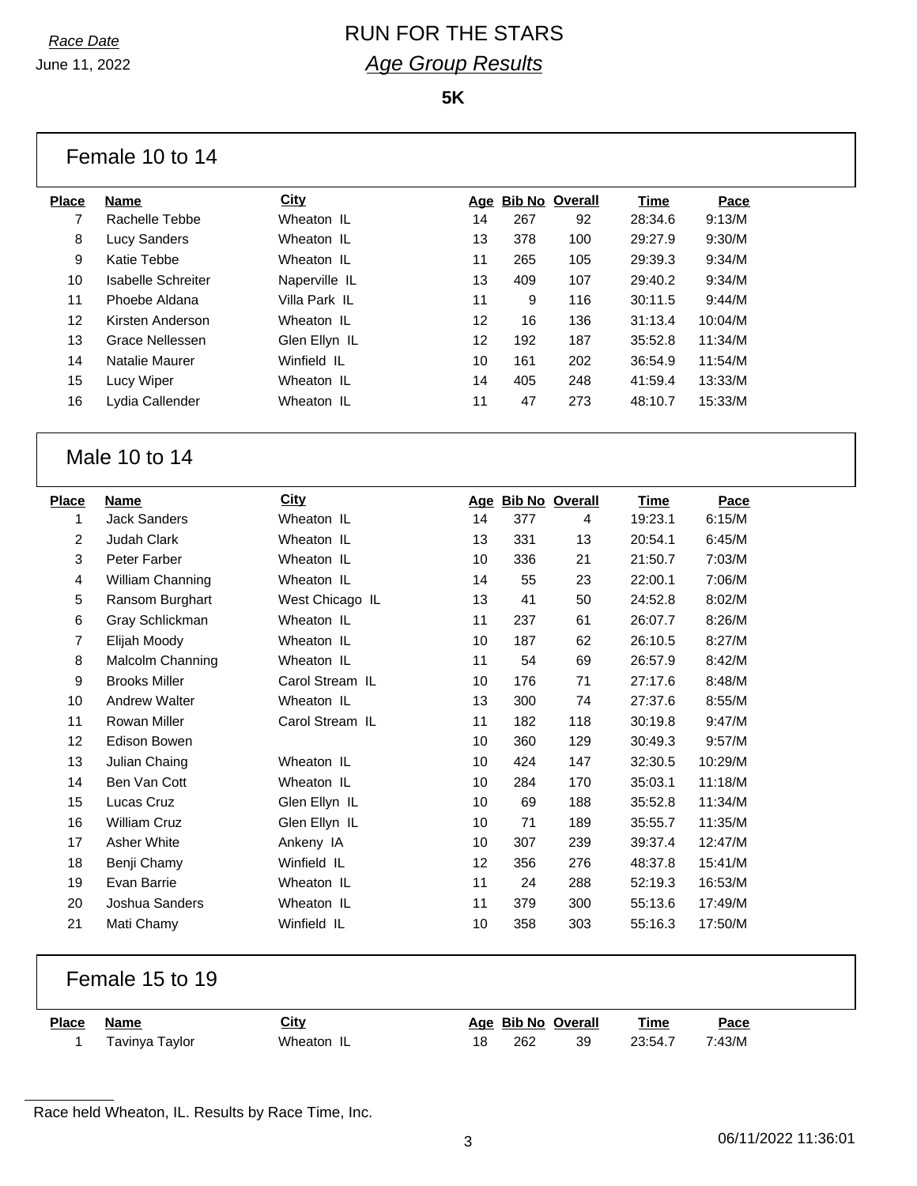*Race Date*
June 11, 2022

# RUN FOR THE STARS

## *Age Group Results*

**5K**

### Female 10 to 14

| Place | Name | City | Age | Bib No | Overall | Time | Pace |
|---|---|---|---|---|---|---|---|
| 7 | Rachelle Tebbe | Wheaton IL | 14 | 267 | 92 | 28:34.6 | 9:13/M |
| 8 | Lucy Sanders | Wheaton IL | 13 | 378 | 100 | 29:27.9 | 9:30/M |
| 9 | Katie Tebbe | Wheaton IL | 11 | 265 | 105 | 29:39.3 | 9:34/M |
| 10 | Isabelle Schreiter | Naperville IL | 13 | 409 | 107 | 29:40.2 | 9:34/M |
| 11 | Phoebe Aldana | Villa Park IL | 11 | 9 | 116 | 30:11.5 | 9:44/M |
| 12 | Kirsten Anderson | Wheaton IL | 12 | 16 | 136 | 31:13.4 | 10:04/M |
| 13 | Grace Nellessen | Glen Ellyn IL | 12 | 192 | 187 | 35:52.8 | 11:34/M |
| 14 | Natalie Maurer | Winfield IL | 10 | 161 | 202 | 36:54.9 | 11:54/M |
| 15 | Lucy Wiper | Wheaton IL | 14 | 405 | 248 | 41:59.4 | 13:33/M |
| 16 | Lydia Callender | Wheaton IL | 11 | 47 | 273 | 48:10.7 | 15:33/M |

### Male 10 to 14

| Place | Name | City | Age | Bib No | Overall | Time | Pace |
|---|---|---|---|---|---|---|---|
| 1 | Jack Sanders | Wheaton IL | 14 | 377 | 4 | 19:23.1 | 6:15/M |
| 2 | Judah Clark | Wheaton IL | 13 | 331 | 13 | 20:54.1 | 6:45/M |
| 3 | Peter Farber | Wheaton IL | 10 | 336 | 21 | 21:50.7 | 7:03/M |
| 4 | William Channing | Wheaton IL | 14 | 55 | 23 | 22:00.1 | 7:06/M |
| 5 | Ransom Burghart | West Chicago IL | 13 | 41 | 50 | 24:52.8 | 8:02/M |
| 6 | Gray Schlickman | Wheaton IL | 11 | 237 | 61 | 26:07.7 | 8:26/M |
| 7 | Elijah Moody | Wheaton IL | 10 | 187 | 62 | 26:10.5 | 8:27/M |
| 8 | Malcolm Channing | Wheaton IL | 11 | 54 | 69 | 26:57.9 | 8:42/M |
| 9 | Brooks Miller | Carol Stream IL | 10 | 176 | 71 | 27:17.6 | 8:48/M |
| 10 | Andrew Walter | Wheaton IL | 13 | 300 | 74 | 27:37.6 | 8:55/M |
| 11 | Rowan Miller | Carol Stream IL | 11 | 182 | 118 | 30:19.8 | 9:47/M |
| 12 | Edison Bowen | | 10 | 360 | 129 | 30:49.3 | 9:57/M |
| 13 | Julian Chaing | Wheaton IL | 10 | 424 | 147 | 32:30.5 | 10:29/M |
| 14 | Ben Van Cott | Wheaton IL | 10 | 284 | 170 | 35:03.1 | 11:18/M |
| 15 | Lucas Cruz | Glen Ellyn IL | 10 | 69 | 188 | 35:52.8 | 11:34/M |
| 16 | William Cruz | Glen Ellyn IL | 10 | 71 | 189 | 35:55.7 | 11:35/M |
| 17 | Asher White | Ankeny IA | 10 | 307 | 239 | 39:37.4 | 12:47/M |
| 18 | Benji Chamy | Winfield IL | 12 | 356 | 276 | 48:37.8 | 15:41/M |
| 19 | Evan Barrie | Wheaton IL | 11 | 24 | 288 | 52:19.3 | 16:53/M |
| 20 | Joshua Sanders | Wheaton IL | 11 | 379 | 300 | 55:13.6 | 17:49/M |
| 21 | Mati Chamy | Winfield IL | 10 | 358 | 303 | 55:16.3 | 17:50/M |

### Female 15 to 19

| Place | Name | City | Age | Bib No | Overall | Time | Pace |
|---|---|---|---|---|---|---|---|
| 1 | Tavinya Taylor | Wheaton IL | 18 | 262 | 39 | 23:54.7 | 7:43/M |

Race held Wheaton, IL. Results by Race Time, Inc.

06/11/2022 11:36:01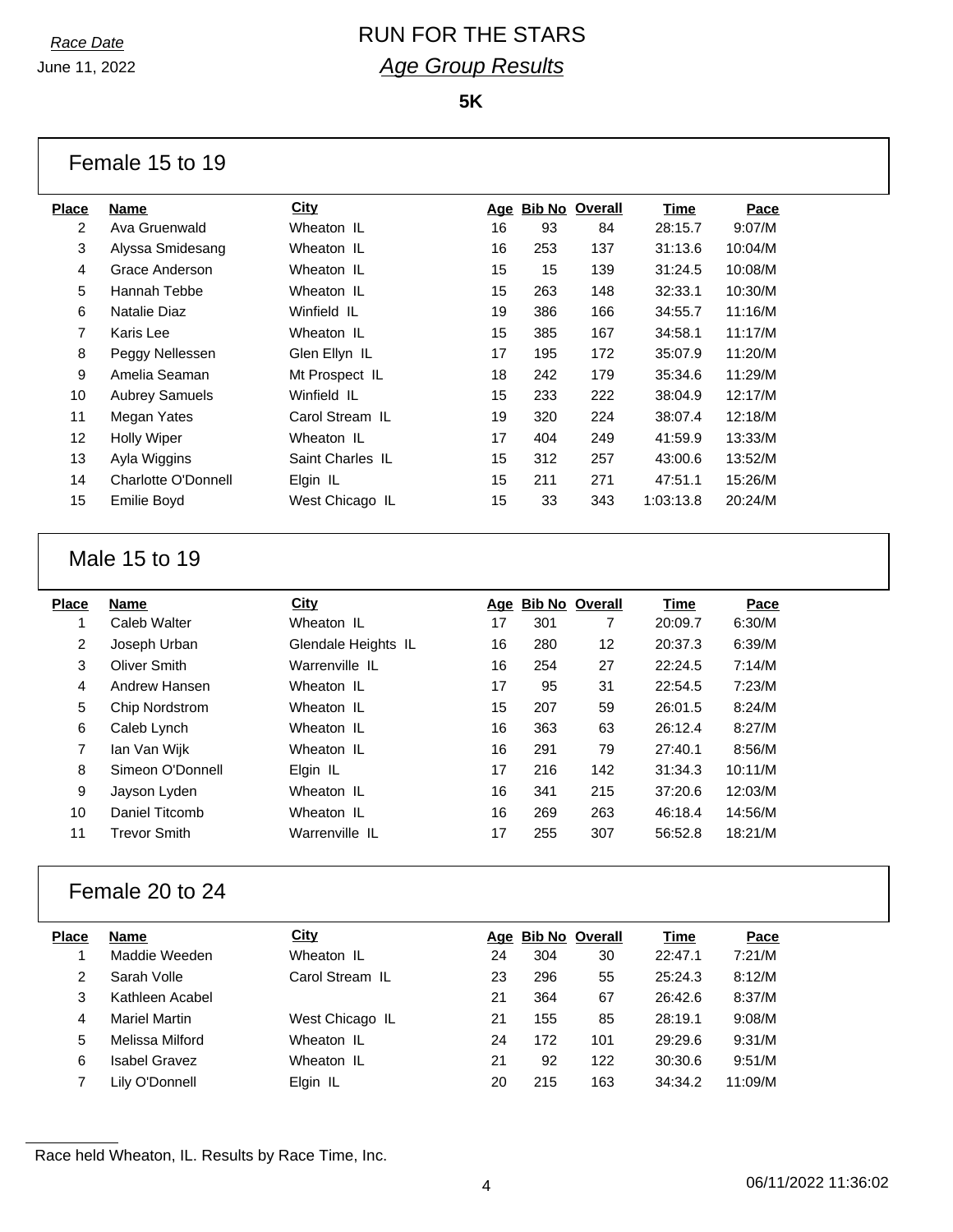*Race Date*

June 11, 2022

# RUN FOR THE STARS

## *Age Group Results*

**5K**

### Female 15 to 19

| Place | Name | City | Age | Bib No | Overall | Time | Pace |
|---|---|---|---|---|---|---|---|
| 2 | Ava Gruenwald | Wheaton IL | 16 | 93 | 84 | 28:15.7 | 9:07/M |
| 3 | Alyssa Smidesang | Wheaton IL | 16 | 253 | 137 | 31:13.6 | 10:04/M |
| 4 | Grace Anderson | Wheaton IL | 15 | 15 | 139 | 31:24.5 | 10:08/M |
| 5 | Hannah Tebbe | Wheaton IL | 15 | 263 | 148 | 32:33.1 | 10:30/M |
| 6 | Natalie Diaz | Winfield IL | 19 | 386 | 166 | 34:55.7 | 11:16/M |
| 7 | Karis Lee | Wheaton IL | 15 | 385 | 167 | 34:58.1 | 11:17/M |
| 8 | Peggy Nellessen | Glen Ellyn IL | 17 | 195 | 172 | 35:07.9 | 11:20/M |
| 9 | Amelia Seaman | Mt Prospect IL | 18 | 242 | 179 | 35:34.6 | 11:29/M |
| 10 | Aubrey Samuels | Winfield IL | 15 | 233 | 222 | 38:04.9 | 12:17/M |
| 11 | Megan Yates | Carol Stream IL | 19 | 320 | 224 | 38:07.4 | 12:18/M |
| 12 | Holly Wiper | Wheaton IL | 17 | 404 | 249 | 41:59.9 | 13:33/M |
| 13 | Ayla Wiggins | Saint Charles IL | 15 | 312 | 257 | 43:00.6 | 13:52/M |
| 14 | Charlotte O'Donnell | Elgin IL | 15 | 211 | 271 | 47:51.1 | 15:26/M |
| 15 | Emilie Boyd | West Chicago IL | 15 | 33 | 343 | 1:03:13.8 | 20:24/M |

### Male 15 to 19

| Place | Name | City | Age | Bib No | Overall | Time | Pace |
|---|---|---|---|---|---|---|---|
| 1 | Caleb Walter | Wheaton IL | 17 | 301 | 7 | 20:09.7 | 6:30/M |
| 2 | Joseph Urban | Glendale Heights IL | 16 | 280 | 12 | 20:37.3 | 6:39/M |
| 3 | Oliver Smith | Warrenville IL | 16 | 254 | 27 | 22:24.5 | 7:14/M |
| 4 | Andrew Hansen | Wheaton IL | 17 | 95 | 31 | 22:54.5 | 7:23/M |
| 5 | Chip Nordstrom | Wheaton IL | 15 | 207 | 59 | 26:01.5 | 8:24/M |
| 6 | Caleb Lynch | Wheaton IL | 16 | 363 | 63 | 26:12.4 | 8:27/M |
| 7 | Ian Van Wijk | Wheaton IL | 16 | 291 | 79 | 27:40.1 | 8:56/M |
| 8 | Simeon O'Donnell | Elgin IL | 17 | 216 | 142 | 31:34.3 | 10:11/M |
| 9 | Jayson Lyden | Wheaton IL | 16 | 341 | 215 | 37:20.6 | 12:03/M |
| 10 | Daniel Titcomb | Wheaton IL | 16 | 269 | 263 | 46:18.4 | 14:56/M |
| 11 | Trevor Smith | Warrenville IL | 17 | 255 | 307 | 56:52.8 | 18:21/M |

### Female 20 to 24

| Place | Name | City | Age | Bib No | Overall | Time | Pace |
|---|---|---|---|---|---|---|---|
| 1 | Maddie Weeden | Wheaton IL | 24 | 304 | 30 | 22:47.1 | 7:21/M |
| 2 | Sarah Volle | Carol Stream IL | 23 | 296 | 55 | 25:24.3 | 8:12/M |
| 3 | Kathleen Acabel | | 21 | 364 | 67 | 26:42.6 | 8:37/M |
| 4 | Mariel Martin | West Chicago IL | 21 | 155 | 85 | 28:19.1 | 9:08/M |
| 5 | Melissa Milford | Wheaton IL | 24 | 172 | 101 | 29:29.6 | 9:31/M |
| 6 | Isabel Gravez | Wheaton IL | 21 | 92 | 122 | 30:30.6 | 9:51/M |
| 7 | Lily O'Donnell | Elgin IL | 20 | 215 | 163 | 34:34.2 | 11:09/M |

Race held Wheaton, IL. Results by Race Time, Inc.

06/11/2022 11:36:02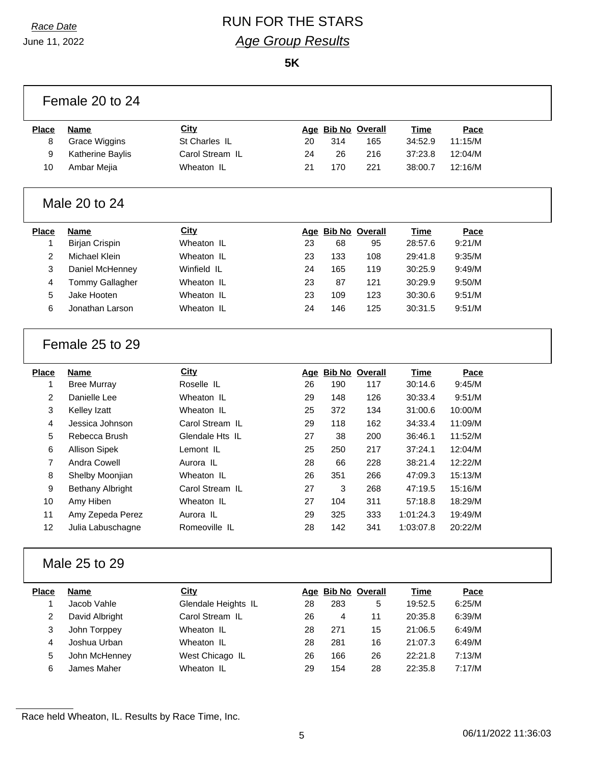*Race Date*

June 11, 2022

# RUN FOR THE STARS

## *Age Group Results*

**5K**

### Female 20 to 24

| Place | Name | City | Age | Bib No | Overall | Time | Pace |
|---|---|---|---|---|---|---|---|
| 8 | Grace Wiggins | St Charles IL | 20 | 314 | 165 | 34:52.9 | 11:15/M |
| 9 | Katherine Baylis | Carol Stream IL | 24 | 26 | 216 | 37:23.8 | 12:04/M |
| 10 | Ambar Mejia | Wheaton IL | 21 | 170 | 221 | 38:00.7 | 12:16/M |

### Male 20 to 24

| Place | Name | City | Age | Bib No | Overall | Time | Pace |
|---|---|---|---|---|---|---|---|
| 1 | Birjan Crispin | Wheaton IL | 23 | 68 | 95 | 28:57.6 | 9:21/M |
| 2 | Michael Klein | Wheaton IL | 23 | 133 | 108 | 29:41.8 | 9:35/M |
| 3 | Daniel McHenney | Winfield IL | 24 | 165 | 119 | 30:25.9 | 9:49/M |
| 4 | Tommy Gallagher | Wheaton IL | 23 | 87 | 121 | 30:29.9 | 9:50/M |
| 5 | Jake Hooten | Wheaton IL | 23 | 109 | 123 | 30:30.6 | 9:51/M |
| 6 | Jonathan Larson | Wheaton IL | 24 | 146 | 125 | 30:31.5 | 9:51/M |

### Female 25 to 29

| Place | Name | City | Age | Bib No | Overall | Time | Pace |
|---|---|---|---|---|---|---|---|
| 1 | Bree Murray | Roselle IL | 26 | 190 | 117 | 30:14.6 | 9:45/M |
| 2 | Danielle Lee | Wheaton IL | 29 | 148 | 126 | 30:33.4 | 9:51/M |
| 3 | Kelley Izatt | Wheaton IL | 25 | 372 | 134 | 31:00.6 | 10:00/M |
| 4 | Jessica Johnson | Carol Stream IL | 29 | 118 | 162 | 34:33.4 | 11:09/M |
| 5 | Rebecca Brush | Glendale Hts IL | 27 | 38 | 200 | 36:46.1 | 11:52/M |
| 6 | Allison Sipek | Lemont IL | 25 | 250 | 217 | 37:24.1 | 12:04/M |
| 7 | Andra Cowell | Aurora IL | 28 | 66 | 228 | 38:21.4 | 12:22/M |
| 8 | Shelby Moonjian | Wheaton IL | 26 | 351 | 266 | 47:09.3 | 15:13/M |
| 9 | Bethany Albright | Carol Stream IL | 27 | 3 | 268 | 47:19.5 | 15:16/M |
| 10 | Amy Hiben | Wheaton IL | 27 | 104 | 311 | 57:18.8 | 18:29/M |
| 11 | Amy Zepeda Perez | Aurora IL | 29 | 325 | 333 | 1:01:24.3 | 19:49/M |
| 12 | Julia Labuschagne | Romeoville IL | 28 | 142 | 341 | 1:03:07.8 | 20:22/M |

### Male 25 to 29

| Place | Name | City | Age | Bib No | Overall | Time | Pace |
|---|---|---|---|---|---|---|---|
| 1 | Jacob Vahle | Glendale Heights IL | 28 | 283 | 5 | 19:52.5 | 6:25/M |
| 2 | David Albright | Carol Stream IL | 26 | 4 | 11 | 20:35.8 | 6:39/M |
| 3 | John Torppey | Wheaton IL | 28 | 271 | 15 | 21:06.5 | 6:49/M |
| 4 | Joshua Urban | Wheaton IL | 28 | 281 | 16 | 21:07.3 | 6:49/M |
| 5 | John McHenney | West Chicago IL | 26 | 166 | 26 | 22:21.8 | 7:13/M |
| 6 | James Maher | Wheaton IL | 29 | 154 | 28 | 22:35.8 | 7:17/M |

Race held Wheaton, IL. Results by Race Time, Inc.

06/11/2022 11:36:03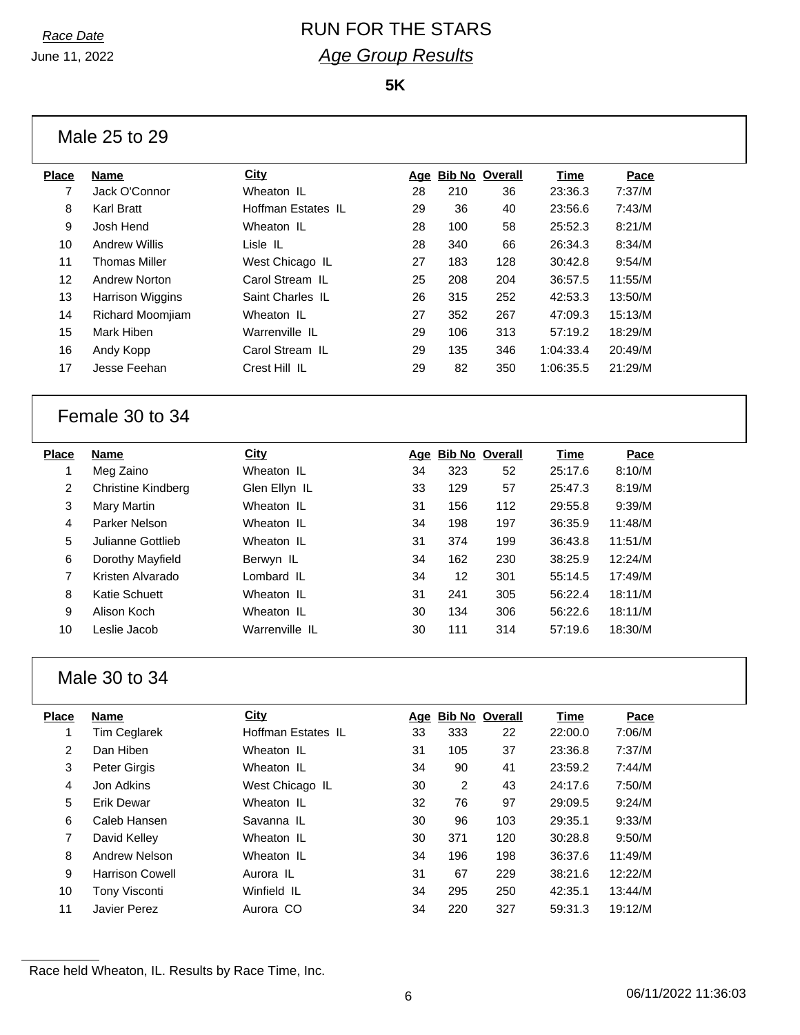*Race Date*

June 11, 2022

# RUN FOR THE STARS

## *Age Group Results*

**5K**

### Male 25 to 29

| Place | Name | City | Age | Bib No | Overall | Time | Pace |
|---|---|---|---|---|---|---|---|
| 7 | Jack O'Connor | Wheaton IL | 28 | 210 | 36 | 23:36.3 | 7:37/M |
| 8 | Karl Bratt | Hoffman Estates IL | 29 | 36 | 40 | 23:56.6 | 7:43/M |
| 9 | Josh Hend | Wheaton IL | 28 | 100 | 58 | 25:52.3 | 8:21/M |
| 10 | Andrew Willis | Lisle IL | 28 | 340 | 66 | 26:34.3 | 8:34/M |
| 11 | Thomas Miller | West Chicago IL | 27 | 183 | 128 | 30:42.8 | 9:54/M |
| 12 | Andrew Norton | Carol Stream IL | 25 | 208 | 204 | 36:57.5 | 11:55/M |
| 13 | Harrison Wiggins | Saint Charles IL | 26 | 315 | 252 | 42:53.3 | 13:50/M |
| 14 | Richard Moomjiam | Wheaton IL | 27 | 352 | 267 | 47:09.3 | 15:13/M |
| 15 | Mark Hiben | Warrenville IL | 29 | 106 | 313 | 57:19.2 | 18:29/M |
| 16 | Andy Kopp | Carol Stream IL | 29 | 135 | 346 | 1:04:33.4 | 20:49/M |
| 17 | Jesse Feehan | Crest Hill IL | 29 | 82 | 350 | 1:06:35.5 | 21:29/M |

### Female 30 to 34

| Place | Name | City | Age | Bib No | Overall | Time | Pace |
|---|---|---|---|---|---|---|---|
| 1 | Meg Zaino | Wheaton IL | 34 | 323 | 52 | 25:17.6 | 8:10/M |
| 2 | Christine Kindberg | Glen Ellyn IL | 33 | 129 | 57 | 25:47.3 | 8:19/M |
| 3 | Mary Martin | Wheaton IL | 31 | 156 | 112 | 29:55.8 | 9:39/M |
| 4 | Parker Nelson | Wheaton IL | 34 | 198 | 197 | 36:35.9 | 11:48/M |
| 5 | Julianne Gottlieb | Wheaton IL | 31 | 374 | 199 | 36:43.8 | 11:51/M |
| 6 | Dorothy Mayfield | Berwyn IL | 34 | 162 | 230 | 38:25.9 | 12:24/M |
| 7 | Kristen Alvarado | Lombard IL | 34 | 12 | 301 | 55:14.5 | 17:49/M |
| 8 | Katie Schuett | Wheaton IL | 31 | 241 | 305 | 56:22.4 | 18:11/M |
| 9 | Alison Koch | Wheaton IL | 30 | 134 | 306 | 56:22.6 | 18:11/M |
| 10 | Leslie Jacob | Warrenville IL | 30 | 111 | 314 | 57:19.6 | 18:30/M |

### Male 30 to 34

| Place | Name | City | Age | Bib No | Overall | Time | Pace |
|---|---|---|---|---|---|---|---|
| 1 | Tim Ceglarek | Hoffman Estates IL | 33 | 333 | 22 | 22:00.0 | 7:06/M |
| 2 | Dan Hiben | Wheaton IL | 31 | 105 | 37 | 23:36.8 | 7:37/M |
| 3 | Peter Girgis | Wheaton IL | 34 | 90 | 41 | 23:59.2 | 7:44/M |
| 4 | Jon Adkins | West Chicago IL | 30 | 2 | 43 | 24:17.6 | 7:50/M |
| 5 | Erik Dewar | Wheaton IL | 32 | 76 | 97 | 29:09.5 | 9:24/M |
| 6 | Caleb Hansen | Savanna IL | 30 | 96 | 103 | 29:35.1 | 9:33/M |
| 7 | David Kelley | Wheaton IL | 30 | 371 | 120 | 30:28.8 | 9:50/M |
| 8 | Andrew Nelson | Wheaton IL | 34 | 196 | 198 | 36:37.6 | 11:49/M |
| 9 | Harrison Cowell | Aurora IL | 31 | 67 | 229 | 38:21.6 | 12:22/M |
| 10 | Tony Visconti | Winfield IL | 34 | 295 | 250 | 42:35.1 | 13:44/M |
| 11 | Javier Perez | Aurora CO | 34 | 220 | 327 | 59:31.3 | 19:12/M |

Race held Wheaton, IL. Results by Race Time, Inc.

06/11/2022 11:36:03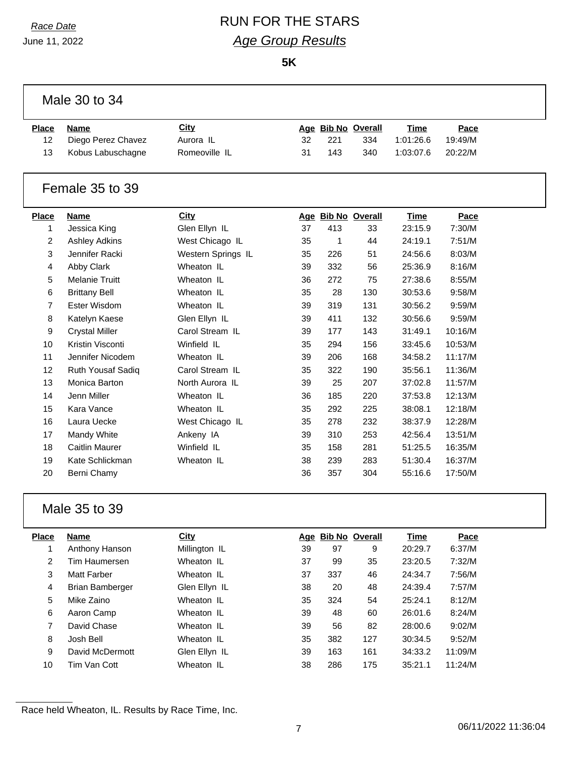*Race Date*

June 11, 2022

# RUN FOR THE STARS

## *Age Group Results*

**5K**

### Male 30 to 34

| Place | Name | City | Age | Bib No | Overall | Time | Pace |
|---|---|---|---|---|---|---|---|
| 12 | Diego Perez Chavez | Aurora IL | 32 | 221 | 334 | 1:01:26.6 | 19:49/M |
| 13 | Kobus Labuschagne | Romeoville IL | 31 | 143 | 340 | 1:03:07.6 | 20:22/M |

### Female 35 to 39

| Place | Name | City | Age | Bib No | Overall | Time | Pace |
|---|---|---|---|---|---|---|---|
| 1 | Jessica King | Glen Ellyn IL | 37 | 413 | 33 | 23:15.9 | 7:30/M |
| 2 | Ashley Adkins | West Chicago IL | 35 | 1 | 44 | 24:19.1 | 7:51/M |
| 3 | Jennifer Racki | Western Springs IL | 35 | 226 | 51 | 24:56.6 | 8:03/M |
| 4 | Abby Clark | Wheaton IL | 39 | 332 | 56 | 25:36.9 | 8:16/M |
| 5 | Melanie Truitt | Wheaton IL | 36 | 272 | 75 | 27:38.6 | 8:55/M |
| 6 | Brittany Bell | Wheaton IL | 35 | 28 | 130 | 30:53.6 | 9:58/M |
| 7 | Ester Wisdom | Wheaton IL | 39 | 319 | 131 | 30:56.2 | 9:59/M |
| 8 | Katelyn Kaese | Glen Ellyn IL | 39 | 411 | 132 | 30:56.6 | 9:59/M |
| 9 | Crystal Miller | Carol Stream IL | 39 | 177 | 143 | 31:49.1 | 10:16/M |
| 10 | Kristin Visconti | Winfield IL | 35 | 294 | 156 | 33:45.6 | 10:53/M |
| 11 | Jennifer Nicodem | Wheaton IL | 39 | 206 | 168 | 34:58.2 | 11:17/M |
| 12 | Ruth Yousaf Sadiq | Carol Stream IL | 35 | 322 | 190 | 35:56.1 | 11:36/M |
| 13 | Monica Barton | North Aurora IL | 39 | 25 | 207 | 37:02.8 | 11:57/M |
| 14 | Jenn Miller | Wheaton IL | 36 | 185 | 220 | 37:53.8 | 12:13/M |
| 15 | Kara Vance | Wheaton IL | 35 | 292 | 225 | 38:08.1 | 12:18/M |
| 16 | Laura Uecke | West Chicago IL | 35 | 278 | 232 | 38:37.9 | 12:28/M |
| 17 | Mandy White | Ankeny IA | 39 | 310 | 253 | 42:56.4 | 13:51/M |
| 18 | Caitlin Maurer | Winfield IL | 35 | 158 | 281 | 51:25.5 | 16:35/M |
| 19 | Kate Schlickman | Wheaton IL | 38 | 239 | 283 | 51:30.4 | 16:37/M |
| 20 | Berni Chamy | | 36 | 357 | 304 | 55:16.6 | 17:50/M |

### Male 35 to 39

| Place | Name | City | Age | Bib No | Overall | Time | Pace |
|---|---|---|---|---|---|---|---|
| 1 | Anthony Hanson | Millington IL | 39 | 97 | 9 | 20:29.7 | 6:37/M |
| 2 | Tim Haumersen | Wheaton IL | 37 | 99 | 35 | 23:20.5 | 7:32/M |
| 3 | Matt Farber | Wheaton IL | 37 | 337 | 46 | 24:34.7 | 7:56/M |
| 4 | Brian Bamberger | Glen Ellyn IL | 38 | 20 | 48 | 24:39.4 | 7:57/M |
| 5 | Mike Zaino | Wheaton IL | 35 | 324 | 54 | 25:24.1 | 8:12/M |
| 6 | Aaron Camp | Wheaton IL | 39 | 48 | 60 | 26:01.6 | 8:24/M |
| 7 | David Chase | Wheaton IL | 39 | 56 | 82 | 28:00.6 | 9:02/M |
| 8 | Josh Bell | Wheaton IL | 35 | 382 | 127 | 30:34.5 | 9:52/M |
| 9 | David McDermott | Glen Ellyn IL | 39 | 163 | 161 | 34:33.2 | 11:09/M |
| 10 | Tim Van Cott | Wheaton IL | 38 | 286 | 175 | 35:21.1 | 11:24/M |

Race held Wheaton, IL. Results by Race Time, Inc.

06/11/2022 11:36:04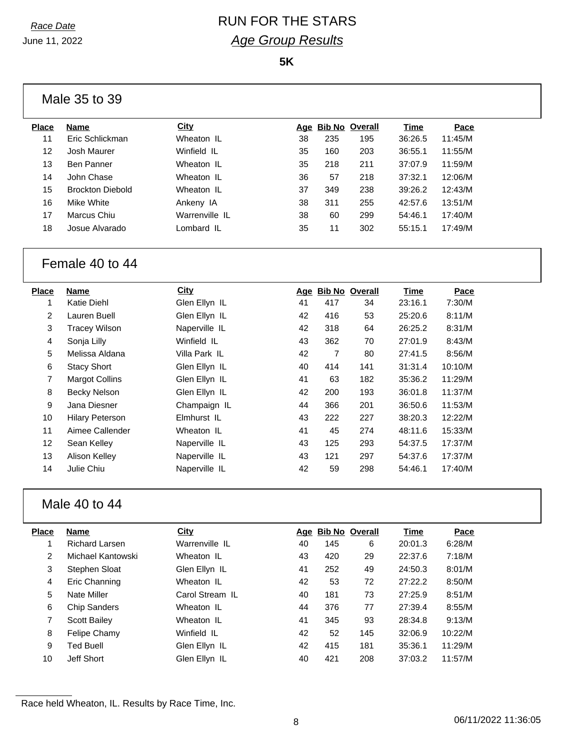*Race Date*

June 11, 2022

# RUN FOR THE STARS

## *Age Group Results*

**5K**

### Male 35 to 39

| Place | Name | City | Age | Bib No | Overall | Time | Pace |
|---|---|---|---|---|---|---|---|
| 11 | Eric Schlickman | Wheaton IL | 38 | 235 | 195 | 36:26.5 | 11:45/M |
| 12 | Josh Maurer | Winfield IL | 35 | 160 | 203 | 36:55.1 | 11:55/M |
| 13 | Ben Panner | Wheaton IL | 35 | 218 | 211 | 37:07.9 | 11:59/M |
| 14 | John Chase | Wheaton IL | 36 | 57 | 218 | 37:32.1 | 12:06/M |
| 15 | Brockton Diebold | Wheaton IL | 37 | 349 | 238 | 39:26.2 | 12:43/M |
| 16 | Mike White | Ankeny IA | 38 | 311 | 255 | 42:57.6 | 13:51/M |
| 17 | Marcus Chiu | Warrenville IL | 38 | 60 | 299 | 54:46.1 | 17:40/M |
| 18 | Josue Alvarado | Lombard IL | 35 | 11 | 302 | 55:15.1 | 17:49/M |

### Female 40 to 44

| Place | Name | City | Age | Bib No | Overall | Time | Pace |
|---|---|---|---|---|---|---|---|
| 1 | Katie Diehl | Glen Ellyn IL | 41 | 417 | 34 | 23:16.1 | 7:30/M |
| 2 | Lauren Buell | Glen Ellyn IL | 42 | 416 | 53 | 25:20.6 | 8:11/M |
| 3 | Tracey Wilson | Naperville IL | 42 | 318 | 64 | 26:25.2 | 8:31/M |
| 4 | Sonja Lilly | Winfield IL | 43 | 362 | 70 | 27:01.9 | 8:43/M |
| 5 | Melissa Aldana | Villa Park IL | 42 | 7 | 80 | 27:41.5 | 8:56/M |
| 6 | Stacy Short | Glen Ellyn IL | 40 | 414 | 141 | 31:31.4 | 10:10/M |
| 7 | Margot Collins | Glen Ellyn IL | 41 | 63 | 182 | 35:36.2 | 11:29/M |
| 8 | Becky Nelson | Glen Ellyn IL | 42 | 200 | 193 | 36:01.8 | 11:37/M |
| 9 | Jana Diesner | Champaign IL | 44 | 366 | 201 | 36:50.6 | 11:53/M |
| 10 | Hilary Peterson | Elmhurst IL | 43 | 222 | 227 | 38:20.3 | 12:22/M |
| 11 | Aimee Callender | Wheaton IL | 41 | 45 | 274 | 48:11.6 | 15:33/M |
| 12 | Sean Kelley | Naperville IL | 43 | 125 | 293 | 54:37.5 | 17:37/M |
| 13 | Alison Kelley | Naperville IL | 43 | 121 | 297 | 54:37.6 | 17:37/M |
| 14 | Julie Chiu | Naperville IL | 42 | 59 | 298 | 54:46.1 | 17:40/M |

### Male 40 to 44

| Place | Name | City | Age | Bib No | Overall | Time | Pace |
|---|---|---|---|---|---|---|---|
| 1 | Richard Larsen | Warrenville IL | 40 | 145 | 6 | 20:01.3 | 6:28/M |
| 2 | Michael Kantowski | Wheaton IL | 43 | 420 | 29 | 22:37.6 | 7:18/M |
| 3 | Stephen Sloat | Glen Ellyn IL | 41 | 252 | 49 | 24:50.3 | 8:01/M |
| 4 | Eric Channing | Wheaton IL | 42 | 53 | 72 | 27:22.2 | 8:50/M |
| 5 | Nate Miller | Carol Stream IL | 40 | 181 | 73 | 27:25.9 | 8:51/M |
| 6 | Chip Sanders | Wheaton IL | 44 | 376 | 77 | 27:39.4 | 8:55/M |
| 7 | Scott Bailey | Wheaton IL | 41 | 345 | 93 | 28:34.8 | 9:13/M |
| 8 | Felipe Chamy | Winfield IL | 42 | 52 | 145 | 32:06.9 | 10:22/M |
| 9 | Ted Buell | Glen Ellyn IL | 42 | 415 | 181 | 35:36.1 | 11:29/M |
| 10 | Jeff Short | Glen Ellyn IL | 40 | 421 | 208 | 37:03.2 | 11:57/M |

Race held Wheaton, IL. Results by Race Time, Inc.

06/11/2022 11:36:05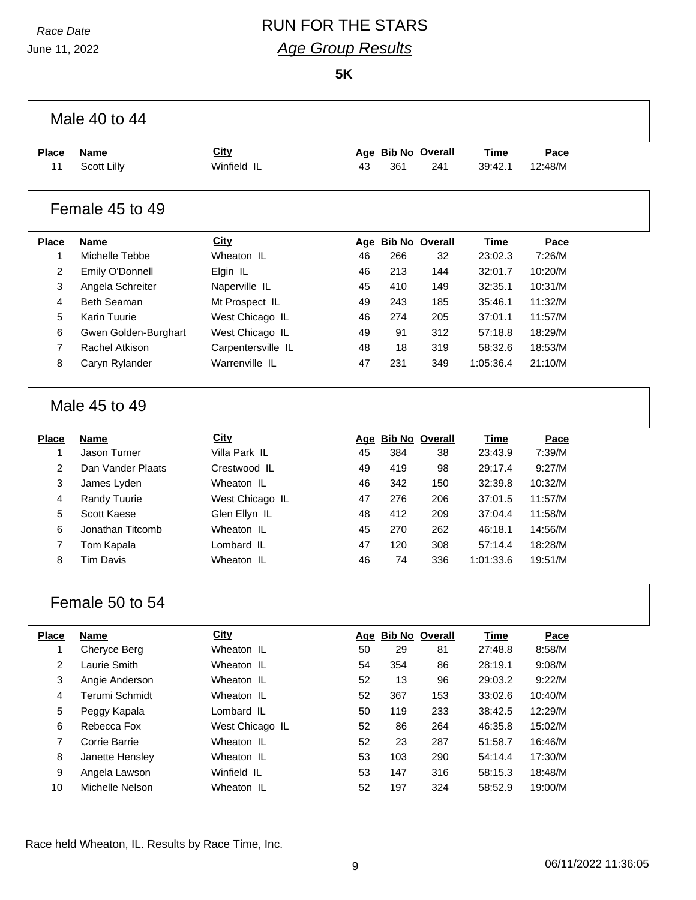*Race Date*

June 11, 2022

# RUN FOR THE STARS

## *Age Group Results*

**5K**

### Male 40 to 44

| Place | Name | City | Age | Bib No | Overall | Time | Pace |
|---|---|---|---|---|---|---|---|
| 11 | Scott Lilly | Winfield IL | 43 | 361 | 241 | 39:42.1 | 12:48/M |

### Female 45 to 49

| Place | Name | City | Age | Bib No | Overall | Time | Pace |
|---|---|---|---|---|---|---|---|
| 1 | Michelle Tebbe | Wheaton IL | 46 | 266 | 32 | 23:02.3 | 7:26/M |
| 2 | Emily O'Donnell | Elgin IL | 46 | 213 | 144 | 32:01.7 | 10:20/M |
| 3 | Angela Schreiter | Naperville IL | 45 | 410 | 149 | 32:35.1 | 10:31/M |
| 4 | Beth Seaman | Mt Prospect IL | 49 | 243 | 185 | 35:46.1 | 11:32/M |
| 5 | Karin Tuurie | West Chicago IL | 46 | 274 | 205 | 37:01.1 | 11:57/M |
| 6 | Gwen Golden-Burghart | West Chicago IL | 49 | 91 | 312 | 57:18.8 | 18:29/M |
| 7 | Rachel Atkison | Carpentersville IL | 48 | 18 | 319 | 58:32.6 | 18:53/M |
| 8 | Caryn Rylander | Warrenville IL | 47 | 231 | 349 | 1:05:36.4 | 21:10/M |

### Male 45 to 49

| Place | Name | City | Age | Bib No | Overall | Time | Pace |
|---|---|---|---|---|---|---|---|
| 1 | Jason Turner | Villa Park IL | 45 | 384 | 38 | 23:43.9 | 7:39/M |
| 2 | Dan Vander Plaats | Crestwood IL | 49 | 419 | 98 | 29:17.4 | 9:27/M |
| 3 | James Lyden | Wheaton IL | 46 | 342 | 150 | 32:39.8 | 10:32/M |
| 4 | Randy Tuurie | West Chicago IL | 47 | 276 | 206 | 37:01.5 | 11:57/M |
| 5 | Scott Kaese | Glen Ellyn IL | 48 | 412 | 209 | 37:04.4 | 11:58/M |
| 6 | Jonathan Titcomb | Wheaton IL | 45 | 270 | 262 | 46:18.1 | 14:56/M |
| 7 | Tom Kapala | Lombard IL | 47 | 120 | 308 | 57:14.4 | 18:28/M |
| 8 | Tim Davis | Wheaton IL | 46 | 74 | 336 | 1:01:33.6 | 19:51/M |

### Female 50 to 54

| Place | Name | City | Age | Bib No | Overall | Time | Pace |
|---|---|---|---|---|---|---|---|
| 1 | Cheryce Berg | Wheaton IL | 50 | 29 | 81 | 27:48.8 | 8:58/M |
| 2 | Laurie Smith | Wheaton IL | 54 | 354 | 86 | 28:19.1 | 9:08/M |
| 3 | Angie Anderson | Wheaton IL | 52 | 13 | 96 | 29:03.2 | 9:22/M |
| 4 | Terumi Schmidt | Wheaton IL | 52 | 367 | 153 | 33:02.6 | 10:40/M |
| 5 | Peggy Kapala | Lombard IL | 50 | 119 | 233 | 38:42.5 | 12:29/M |
| 6 | Rebecca Fox | West Chicago IL | 52 | 86 | 264 | 46:35.8 | 15:02/M |
| 7 | Corrie Barrie | Wheaton IL | 52 | 23 | 287 | 51:58.7 | 16:46/M |
| 8 | Janette Hensley | Wheaton IL | 53 | 103 | 290 | 54:14.4 | 17:30/M |
| 9 | Angela Lawson | Winfield IL | 53 | 147 | 316 | 58:15.3 | 18:48/M |
| 10 | Michelle Nelson | Wheaton IL | 52 | 197 | 324 | 58:52.9 | 19:00/M |

Race held Wheaton, IL. Results by Race Time, Inc.

06/11/2022 11:36:05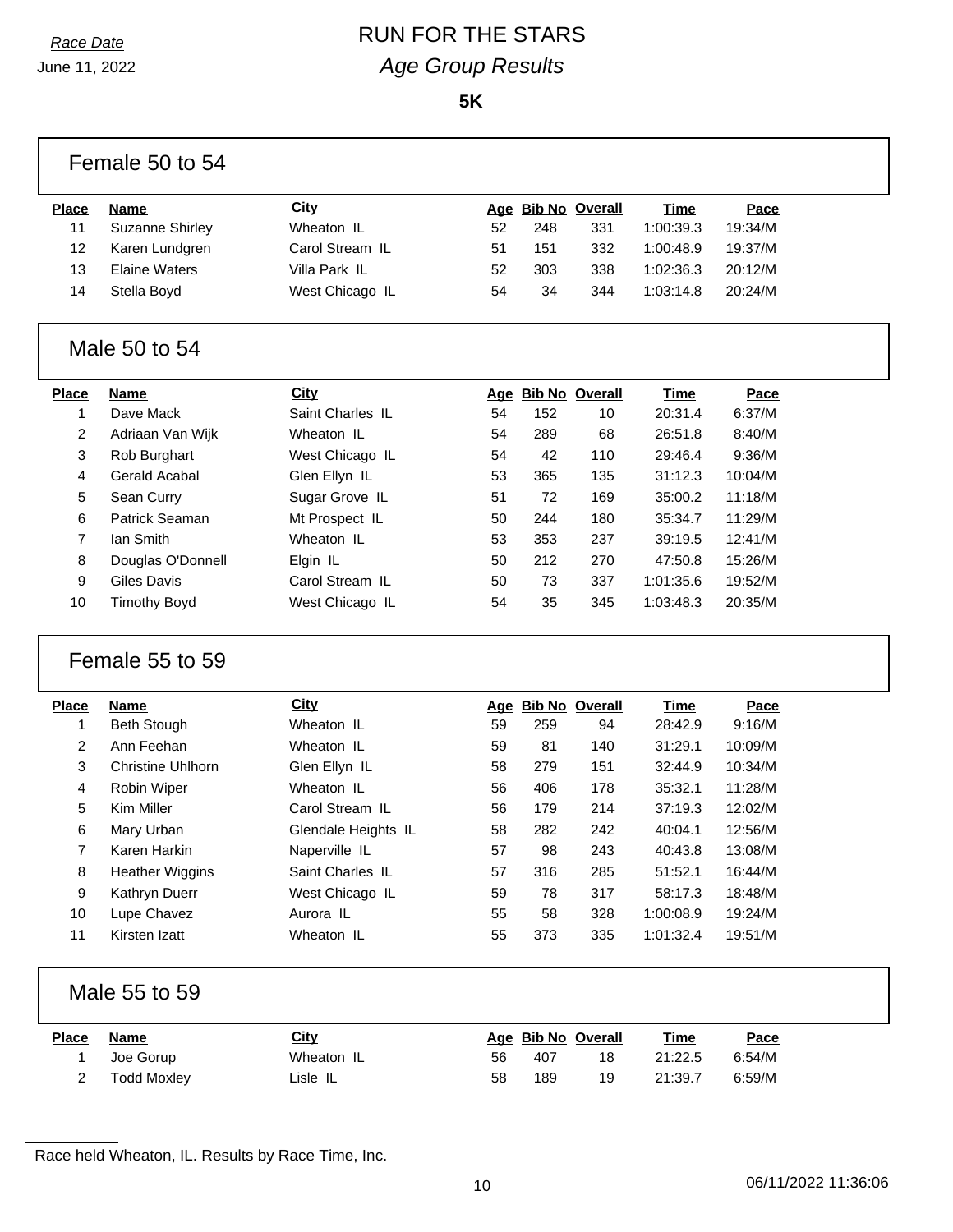*Race Date*
June 11, 2022

# RUN FOR THE STARS

## *Age Group Results*

**5K**

### Female 50 to 54

| Place | Name | City | Age | Bib No | Overall | Time | Pace |
|---|---|---|---|---|---|---|---|
| 11 | Suzanne Shirley | Wheaton IL | 52 | 248 | 331 | 1:00:39.3 | 19:34/M |
| 12 | Karen Lundgren | Carol Stream IL | 51 | 151 | 332 | 1:00:48.9 | 19:37/M |
| 13 | Elaine Waters | Villa Park IL | 52 | 303 | 338 | 1:02:36.3 | 20:12/M |
| 14 | Stella Boyd | West Chicago IL | 54 | 34 | 344 | 1:03:14.8 | 20:24/M |

### Male 50 to 54

| Place | Name | City | Age | Bib No | Overall | Time | Pace |
|---|---|---|---|---|---|---|---|
| 1 | Dave Mack | Saint Charles IL | 54 | 152 | 10 | 20:31.4 | 6:37/M |
| 2 | Adriaan Van Wijk | Wheaton IL | 54 | 289 | 68 | 26:51.8 | 8:40/M |
| 3 | Rob Burghart | West Chicago IL | 54 | 42 | 110 | 29:46.4 | 9:36/M |
| 4 | Gerald Acabal | Glen Ellyn IL | 53 | 365 | 135 | 31:12.3 | 10:04/M |
| 5 | Sean Curry | Sugar Grove IL | 51 | 72 | 169 | 35:00.2 | 11:18/M |
| 6 | Patrick Seaman | Mt Prospect IL | 50 | 244 | 180 | 35:34.7 | 11:29/M |
| 7 | Ian Smith | Wheaton IL | 53 | 353 | 237 | 39:19.5 | 12:41/M |
| 8 | Douglas O'Donnell | Elgin IL | 50 | 212 | 270 | 47:50.8 | 15:26/M |
| 9 | Giles Davis | Carol Stream IL | 50 | 73 | 337 | 1:01:35.6 | 19:52/M |
| 10 | Timothy Boyd | West Chicago IL | 54 | 35 | 345 | 1:03:48.3 | 20:35/M |

### Female 55 to 59

| Place | Name | City | Age | Bib No | Overall | Time | Pace |
|---|---|---|---|---|---|---|---|
| 1 | Beth Stough | Wheaton IL | 59 | 259 | 94 | 28:42.9 | 9:16/M |
| 2 | Ann Feehan | Wheaton IL | 59 | 81 | 140 | 31:29.1 | 10:09/M |
| 3 | Christine Uhlhorn | Glen Ellyn IL | 58 | 279 | 151 | 32:44.9 | 10:34/M |
| 4 | Robin Wiper | Wheaton IL | 56 | 406 | 178 | 35:32.1 | 11:28/M |
| 5 | Kim Miller | Carol Stream IL | 56 | 179 | 214 | 37:19.3 | 12:02/M |
| 6 | Mary Urban | Glendale Heights IL | 58 | 282 | 242 | 40:04.1 | 12:56/M |
| 7 | Karen Harkin | Naperville IL | 57 | 98 | 243 | 40:43.8 | 13:08/M |
| 8 | Heather Wiggins | Saint Charles IL | 57 | 316 | 285 | 51:52.1 | 16:44/M |
| 9 | Kathryn Duerr | West Chicago IL | 59 | 78 | 317 | 58:17.3 | 18:48/M |
| 10 | Lupe Chavez | Aurora IL | 55 | 58 | 328 | 1:00:08.9 | 19:24/M |
| 11 | Kirsten Izatt | Wheaton IL | 55 | 373 | 335 | 1:01:32.4 | 19:51/M |

### Male 55 to 59

| Place | Name | City | Age | Bib No | Overall | Time | Pace |
|---|---|---|---|---|---|---|---|
| 1 | Joe Gorup | Wheaton IL | 56 | 407 | 18 | 21:22.5 | 6:54/M |
| 2 | Todd Moxley | Lisle IL | 58 | 189 | 19 | 21:39.7 | 6:59/M |

Race held Wheaton, IL. Results by Race Time, Inc.

06/11/2022 11:36:06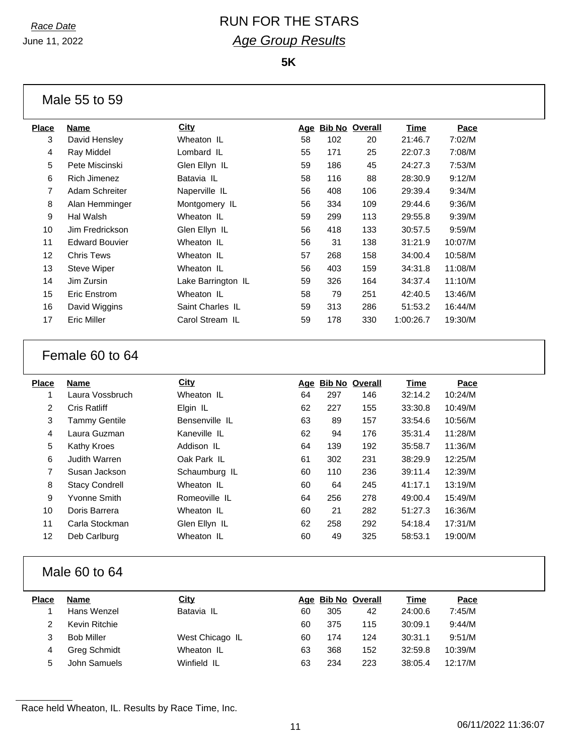*Race Date*
June 11, 2022

# RUN FOR THE STARS

## *Age Group Results*

**5K**

### Male 55 to 59

| Place | Name | City | Age | Bib No | Overall | Time | Pace |
|---|---|---|---|---|---|---|---|
| 3 | David Hensley | Wheaton IL | 58 | 102 | 20 | 21:46.7 | 7:02/M |
| 4 | Ray Middel | Lombard IL | 55 | 171 | 25 | 22:07.3 | 7:08/M |
| 5 | Pete Miscinski | Glen Ellyn IL | 59 | 186 | 45 | 24:27.3 | 7:53/M |
| 6 | Rich Jimenez | Batavia IL | 58 | 116 | 88 | 28:30.9 | 9:12/M |
| 7 | Adam Schreiter | Naperville IL | 56 | 408 | 106 | 29:39.4 | 9:34/M |
| 8 | Alan Hemminger | Montgomery IL | 56 | 334 | 109 | 29:44.6 | 9:36/M |
| 9 | Hal Walsh | Wheaton IL | 59 | 299 | 113 | 29:55.8 | 9:39/M |
| 10 | Jim Fredrickson | Glen Ellyn IL | 56 | 418 | 133 | 30:57.5 | 9:59/M |
| 11 | Edward Bouvier | Wheaton IL | 56 | 31 | 138 | 31:21.9 | 10:07/M |
| 12 | Chris Tews | Wheaton IL | 57 | 268 | 158 | 34:00.4 | 10:58/M |
| 13 | Steve Wiper | Wheaton IL | 56 | 403 | 159 | 34:31.8 | 11:08/M |
| 14 | Jim Zursin | Lake Barrington IL | 59 | 326 | 164 | 34:37.4 | 11:10/M |
| 15 | Eric Enstrom | Wheaton IL | 58 | 79 | 251 | 42:40.5 | 13:46/M |
| 16 | David Wiggins | Saint Charles IL | 59 | 313 | 286 | 51:53.2 | 16:44/M |
| 17 | Eric Miller | Carol Stream IL | 59 | 178 | 330 | 1:00:26.7 | 19:30/M |

### Female 60 to 64

| Place | Name | City | Age | Bib No | Overall | Time | Pace |
|---|---|---|---|---|---|---|---|
| 1 | Laura Vossbruch | Wheaton IL | 64 | 297 | 146 | 32:14.2 | 10:24/M |
| 2 | Cris Ratliff | Elgin IL | 62 | 227 | 155 | 33:30.8 | 10:49/M |
| 3 | Tammy Gentile | Bensenville IL | 63 | 89 | 157 | 33:54.6 | 10:56/M |
| 4 | Laura Guzman | Kaneville IL | 62 | 94 | 176 | 35:31.4 | 11:28/M |
| 5 | Kathy Kroes | Addison IL | 64 | 139 | 192 | 35:58.7 | 11:36/M |
| 6 | Judith Warren | Oak Park IL | 61 | 302 | 231 | 38:29.9 | 12:25/M |
| 7 | Susan Jackson | Schaumburg IL | 60 | 110 | 236 | 39:11.4 | 12:39/M |
| 8 | Stacy Condrell | Wheaton IL | 60 | 64 | 245 | 41:17.1 | 13:19/M |
| 9 | Yvonne Smith | Romeoville IL | 64 | 256 | 278 | 49:00.4 | 15:49/M |
| 10 | Doris Barrera | Wheaton IL | 60 | 21 | 282 | 51:27.3 | 16:36/M |
| 11 | Carla Stockman | Glen Ellyn IL | 62 | 258 | 292 | 54:18.4 | 17:31/M |
| 12 | Deb Carlburg | Wheaton IL | 60 | 49 | 325 | 58:53.1 | 19:00/M |

### Male 60 to 64

| Place | Name | City | Age | Bib No | Overall | Time | Pace |
|---|---|---|---|---|---|---|---|
| 1 | Hans Wenzel | Batavia IL | 60 | 305 | 42 | 24:00.6 | 7:45/M |
| 2 | Kevin Ritchie | | 60 | 375 | 115 | 30:09.1 | 9:44/M |
| 3 | Bob Miller | West Chicago IL | 60 | 174 | 124 | 30:31.1 | 9:51/M |
| 4 | Greg Schmidt | Wheaton IL | 63 | 368 | 152 | 32:59.8 | 10:39/M |
| 5 | John Samuels | Winfield IL | 63 | 234 | 223 | 38:05.4 | 12:17/M |

Race held Wheaton, IL. Results by Race Time, Inc.

06/11/2022 11:36:07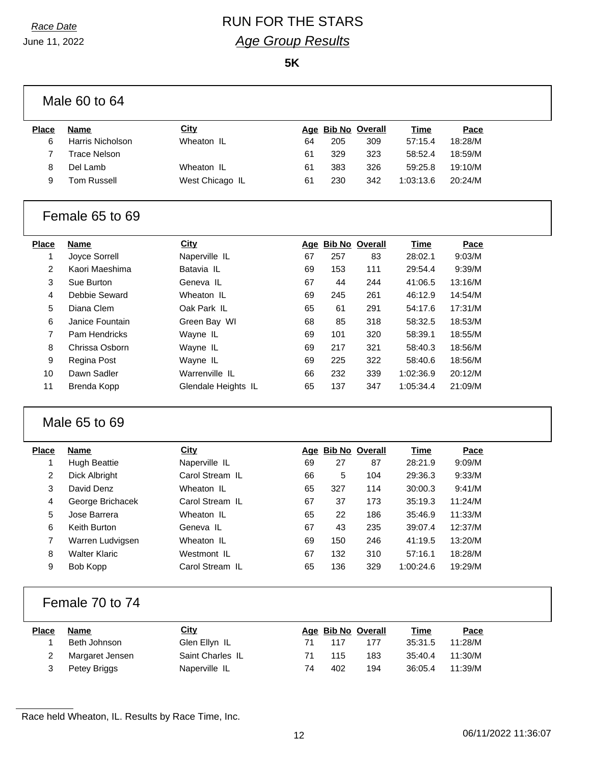*Race Date*
June 11, 2022

# RUN FOR THE STARS

## *Age Group Results*

**5K**

### Male 60 to 64

| Place | Name | City | Age | Bib No | Overall | Time | Pace |
|---|---|---|---|---|---|---|---|
| 6 | Harris Nicholson | Wheaton IL | 64 | 205 | 309 | 57:15.4 | 18:28/M |
| 7 | Trace Nelson | | 61 | 329 | 323 | 58:52.4 | 18:59/M |
| 8 | Del Lamb | Wheaton IL | 61 | 383 | 326 | 59:25.8 | 19:10/M |
| 9 | Tom Russell | West Chicago IL | 61 | 230 | 342 | 1:03:13.6 | 20:24/M |

### Female 65 to 69

| Place | Name | City | Age | Bib No | Overall | Time | Pace |
|---|---|---|---|---|---|---|---|
| 1 | Joyce Sorrell | Naperville IL | 67 | 257 | 83 | 28:02.1 | 9:03/M |
| 2 | Kaori Maeshima | Batavia IL | 69 | 153 | 111 | 29:54.4 | 9:39/M |
| 3 | Sue Burton | Geneva IL | 67 | 44 | 244 | 41:06.5 | 13:16/M |
| 4 | Debbie Seward | Wheaton IL | 69 | 245 | 261 | 46:12.9 | 14:54/M |
| 5 | Diana Clem | Oak Park IL | 65 | 61 | 291 | 54:17.6 | 17:31/M |
| 6 | Janice Fountain | Green Bay WI | 68 | 85 | 318 | 58:32.5 | 18:53/M |
| 7 | Pam Hendricks | Wayne IL | 69 | 101 | 320 | 58:39.1 | 18:55/M |
| 8 | Chrissa Osborn | Wayne IL | 69 | 217 | 321 | 58:40.3 | 18:56/M |
| 9 | Regina Post | Wayne IL | 69 | 225 | 322 | 58:40.6 | 18:56/M |
| 10 | Dawn Sadler | Warrenville IL | 66 | 232 | 339 | 1:02:36.9 | 20:12/M |
| 11 | Brenda Kopp | Glendale Heights IL | 65 | 137 | 347 | 1:05:34.4 | 21:09/M |

### Male 65 to 69

| Place | Name | City | Age | Bib No | Overall | Time | Pace |
|---|---|---|---|---|---|---|---|
| 1 | Hugh Beattie | Naperville IL | 69 | 27 | 87 | 28:21.9 | 9:09/M |
| 2 | Dick Albright | Carol Stream IL | 66 | 5 | 104 | 29:36.3 | 9:33/M |
| 3 | David Denz | Wheaton IL | 65 | 327 | 114 | 30:00.3 | 9:41/M |
| 4 | George Brichacek | Carol Stream IL | 67 | 37 | 173 | 35:19.3 | 11:24/M |
| 5 | Jose Barrera | Wheaton IL | 65 | 22 | 186 | 35:46.9 | 11:33/M |
| 6 | Keith Burton | Geneva IL | 67 | 43 | 235 | 39:07.4 | 12:37/M |
| 7 | Warren Ludvigsen | Wheaton IL | 69 | 150 | 246 | 41:19.5 | 13:20/M |
| 8 | Walter Klaric | Westmont IL | 67 | 132 | 310 | 57:16.1 | 18:28/M |
| 9 | Bob Kopp | Carol Stream IL | 65 | 136 | 329 | 1:00:24.6 | 19:29/M |

### Female 70 to 74

| Place | Name | City | Age | Bib No | Overall | Time | Pace |
|---|---|---|---|---|---|---|---|
| 1 | Beth Johnson | Glen Ellyn IL | 71 | 117 | 177 | 35:31.5 | 11:28/M |
| 2 | Margaret Jensen | Saint Charles IL | 71 | 115 | 183 | 35:40.4 | 11:30/M |
| 3 | Petey Briggs | Naperville IL | 74 | 402 | 194 | 36:05.4 | 11:39/M |

Race held Wheaton, IL. Results by Race Time, Inc.

06/11/2022 11:36:07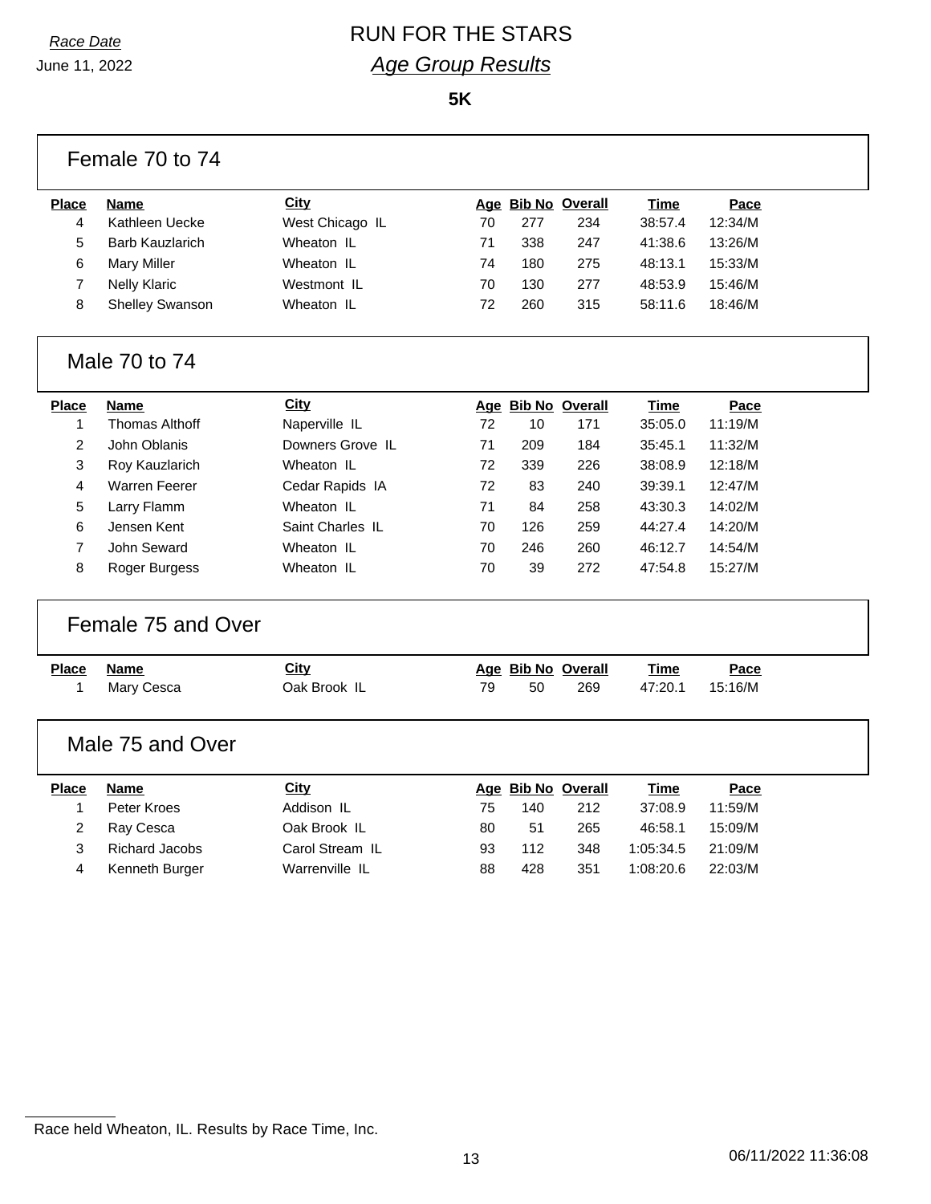# RUN FOR THE STARS

## *Age Group Results*

*Race Date*
June 11, 2022

**5K**

### Female 70 to 74

| Place | Name | City | Age | Bib No | Overall | Time | Pace |
|---|---|---|---|---|---|---|---|
| 4 | Kathleen Uecke | West Chicago IL | 70 | 277 | 234 | 38:57.4 | 12:34/M |
| 5 | Barb Kauzlarich | Wheaton IL | 71 | 338 | 247 | 41:38.6 | 13:26/M |
| 6 | Mary Miller | Wheaton IL | 74 | 180 | 275 | 48:13.1 | 15:33/M |
| 7 | Nelly Klaric | Westmont IL | 70 | 130 | 277 | 48:53.9 | 15:46/M |
| 8 | Shelley Swanson | Wheaton IL | 72 | 260 | 315 | 58:11.6 | 18:46/M |

### Male 70 to 74

| Place | Name | City | Age | Bib No | Overall | Time | Pace |
|---|---|---|---|---|---|---|---|
| 1 | Thomas Althoff | Naperville IL | 72 | 10 | 171 | 35:05.0 | 11:19/M |
| 2 | John Oblanis | Downers Grove IL | 71 | 209 | 184 | 35:45.1 | 11:32/M |
| 3 | Roy Kauzlarich | Wheaton IL | 72 | 339 | 226 | 38:08.9 | 12:18/M |
| 4 | Warren Feerer | Cedar Rapids IA | 72 | 83 | 240 | 39:39.1 | 12:47/M |
| 5 | Larry Flamm | Wheaton IL | 71 | 84 | 258 | 43:30.3 | 14:02/M |
| 6 | Jensen Kent | Saint Charles IL | 70 | 126 | 259 | 44:27.4 | 14:20/M |
| 7 | John Seward | Wheaton IL | 70 | 246 | 260 | 46:12.7 | 14:54/M |
| 8 | Roger Burgess | Wheaton IL | 70 | 39 | 272 | 47:54.8 | 15:27/M |

### Female 75 and Over

| Place | Name | City | Age | Bib No | Overall | Time | Pace |
|---|---|---|---|---|---|---|---|
| 1 | Mary Cesca | Oak Brook IL | 79 | 50 | 269 | 47:20.1 | 15:16/M |

### Male 75 and Over

| Place | Name | City | Age | Bib No | Overall | Time | Pace |
|---|---|---|---|---|---|---|---|
| 1 | Peter Kroes | Addison IL | 75 | 140 | 212 | 37:08.9 | 11:59/M |
| 2 | Ray Cesca | Oak Brook IL | 80 | 51 | 265 | 46:58.1 | 15:09/M |
| 3 | Richard Jacobs | Carol Stream IL | 93 | 112 | 348 | 1:05:34.5 | 21:09/M |
| 4 | Kenneth Burger | Warrenville IL | 88 | 428 | 351 | 1:08:20.6 | 22:03/M |

Race held Wheaton, IL. Results by Race Time, Inc.

06/11/2022 11:36:08